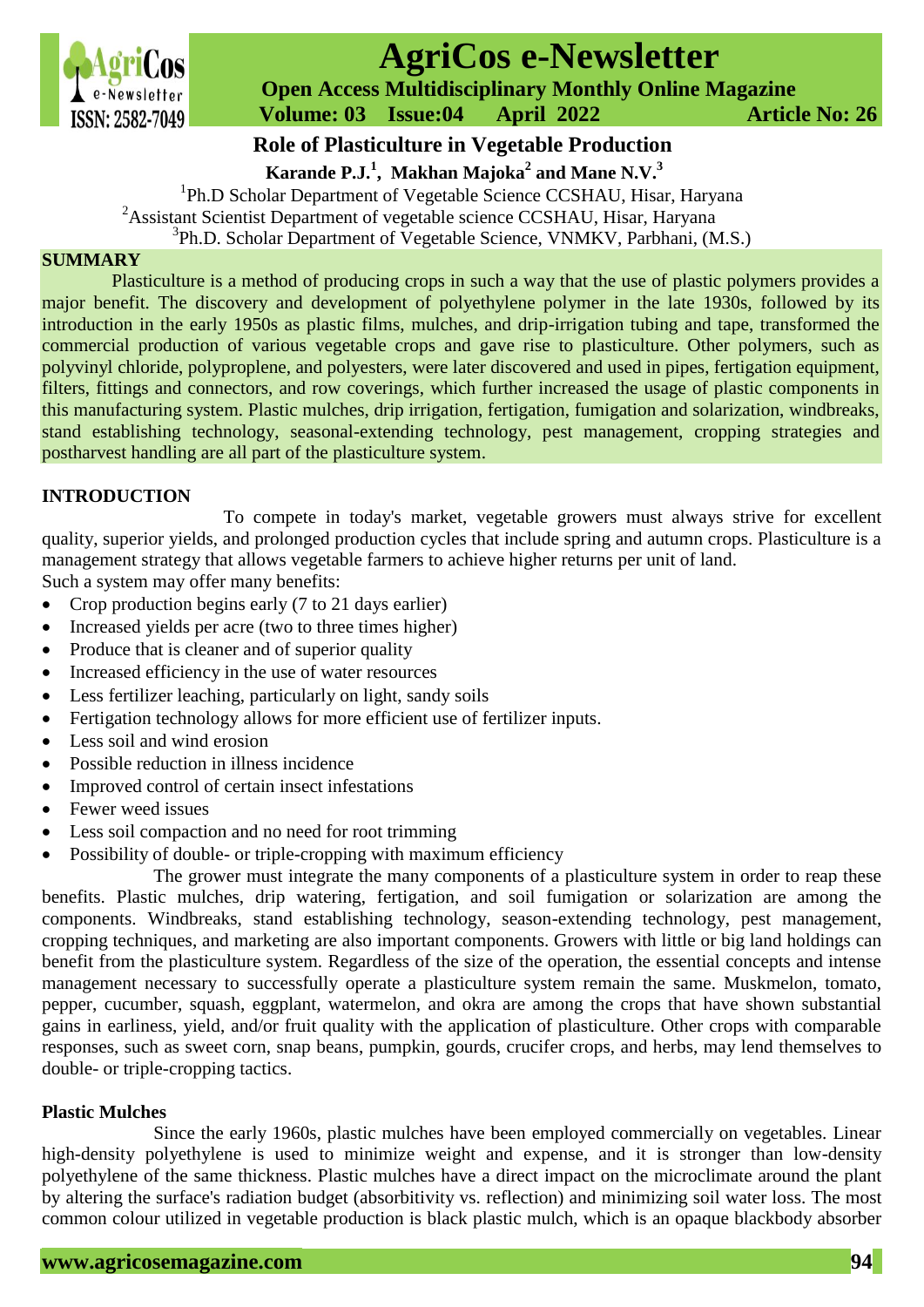# Role of Plasticulture in Vegetable Production

**Karande P.J.[1], Makhan Majoka[2] and Mane N.V.[3]**

[1]Ph.D Scholar Department of Vegetable Science CCSHAU, Hisar, Haryana
[2]Assistant Scientist Department of vegetable science CCSHAU, Hisar, Haryana
[3]Ph.D. Scholar Department of Vegetable Science, VNMKV, Parbhani, (M.S.)

## SUMMARY

Plasticulture is a method of producing crops in such a way that the use of plastic polymers provides a major benefit. The discovery and development of polyethylene polymer in the late 1930s, followed by its introduction in the early 1950s as plastic films, mulches, and drip-irrigation tubing and tape, transformed the commercial production of various vegetable crops and gave rise to plasticulture. Other polymers, such as polyvinyl chloride, polyproplene, and polyesters, were later discovered and used in pipes, fertigation equipment, filters, fittings and connectors, and row coverings, which further increased the usage of plastic components in this manufacturing system. Plastic mulches, drip irrigation, fertigation, fumigation and solarization, windbreaks, stand establishing technology, seasonal-extending technology, pest management, cropping strategies and postharvest handling are all part of the plasticulture system.

## INTRODUCTION

To compete in today's market, vegetable growers must always strive for excellent quality, superior yields, and prolonged production cycles that include spring and autumn crops. Plasticulture is a management strategy that allows vegetable farmers to achieve higher returns per unit of land.
Such a system may offer many benefits:

- Crop production begins early (7 to 21 days earlier)
- Increased yields per acre (two to three times higher)
- Produce that is cleaner and of superior quality
- Increased efficiency in the use of water resources
- Less fertilizer leaching, particularly on light, sandy soils
- Fertigation technology allows for more efficient use of fertilizer inputs.
- Less soil and wind erosion
- Possible reduction in illness incidence
- Improved control of certain insect infestations
- Fewer weed issues
- Less soil compaction and no need for root trimming
- Possibility of double- or triple-cropping with maximum efficiency

The grower must integrate the many components of a plasticulture system in order to reap these benefits. Plastic mulches, drip watering, fertigation, and soil fumigation or solarization are among the components. Windbreaks, stand establishing technology, season-extending technology, pest management, cropping techniques, and marketing are also important components. Growers with little or big land holdings can benefit from the plasticulture system. Regardless of the size of the operation, the essential concepts and intense management necessary to successfully operate a plasticulture system remain the same. Muskmelon, tomato, pepper, cucumber, squash, eggplant, watermelon, and okra are among the crops that have shown substantial gains in earliness, yield, and/or fruit quality with the application of plasticulture. Other crops with comparable responses, such as sweet corn, snap beans, pumpkin, gourds, crucifer crops, and herbs, may lend themselves to double- or triple-cropping tactics.

### Plastic Mulches

Since the early 1960s, plastic mulches have been employed commercially on vegetables. Linear high-density polyethylene is used to minimize weight and expense, and it is stronger than low-density polyethylene of the same thickness. Plastic mulches have a direct impact on the microclimate around the plant by altering the surface's radiation budget (absorbitivity vs. reflection) and minimizing soil water loss. The most common colour utilized in vegetable production is black plastic mulch, which is an opaque blackbody absorber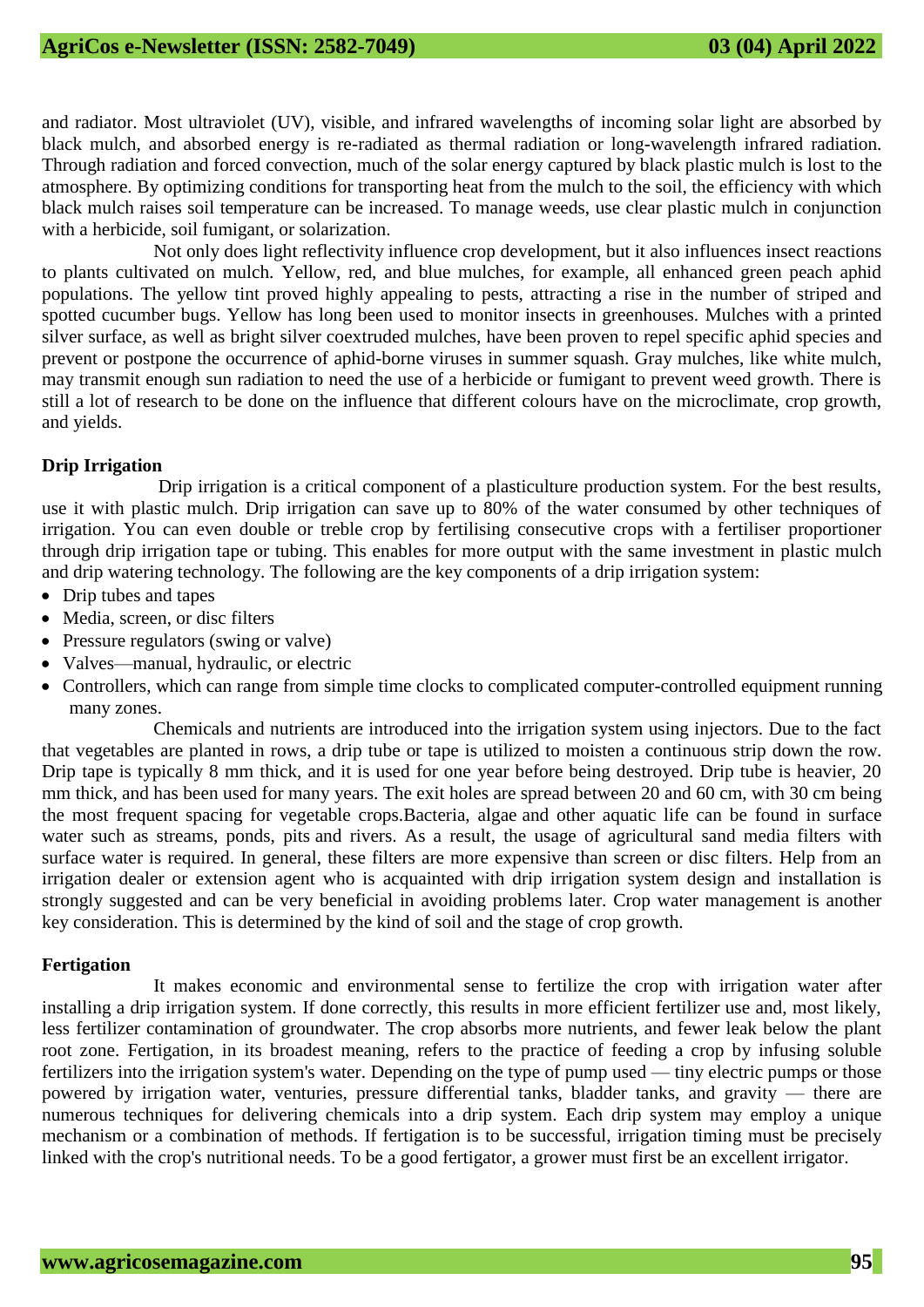and radiator. Most ultraviolet (UV), visible, and infrared wavelengths of incoming solar light are absorbed by black mulch, and absorbed energy is re-radiated as thermal radiation or long-wavelength infrared radiation. Through radiation and forced convection, much of the solar energy captured by black plastic mulch is lost to the atmosphere. By optimizing conditions for transporting heat from the mulch to the soil, the efficiency with which black mulch raises soil temperature can be increased. To manage weeds, use clear plastic mulch in conjunction with a herbicide, soil fumigant, or solarization.

Not only does light reflectivity influence crop development, but it also influences insect reactions to plants cultivated on mulch. Yellow, red, and blue mulches, for example, all enhanced green peach aphid populations. The yellow tint proved highly appealing to pests, attracting a rise in the number of striped and spotted cucumber bugs. Yellow has long been used to monitor insects in greenhouses. Mulches with a printed silver surface, as well as bright silver coextruded mulches, have been proven to repel specific aphid species and prevent or postpone the occurrence of aphid-borne viruses in summer squash. Gray mulches, like white mulch, may transmit enough sun radiation to need the use of a herbicide or fumigant to prevent weed growth. There is still a lot of research to be done on the influence that different colours have on the microclimate, crop growth, and yields.

**Drip Irrigation**

Drip irrigation is a critical component of a plasticulture production system. For the best results, use it with plastic mulch. Drip irrigation can save up to 80% of the water consumed by other techniques of irrigation. You can even double or treble crop by fertilising consecutive crops with a fertiliser proportioner through drip irrigation tape or tubing. This enables for more output with the same investment in plastic mulch and drip watering technology. The following are the key components of a drip irrigation system:

- Drip tubes and tapes
- Media, screen, or disc filters
- Pressure regulators (swing or valve)
- Valves—manual, hydraulic, or electric
- Controllers, which can range from simple time clocks to complicated computer-controlled equipment running many zones.

Chemicals and nutrients are introduced into the irrigation system using injectors. Due to the fact that vegetables are planted in rows, a drip tube or tape is utilized to moisten a continuous strip down the row. Drip tape is typically 8 mm thick, and it is used for one year before being destroyed. Drip tube is heavier, 20 mm thick, and has been used for many years. The exit holes are spread between 20 and 60 cm, with 30 cm being the most frequent spacing for vegetable crops.Bacteria, algae and other aquatic life can be found in surface water such as streams, ponds, pits and rivers. As a result, the usage of agricultural sand media filters with surface water is required. In general, these filters are more expensive than screen or disc filters. Help from an irrigation dealer or extension agent who is acquainted with drip irrigation system design and installation is strongly suggested and can be very beneficial in avoiding problems later. Crop water management is another key consideration. This is determined by the kind of soil and the stage of crop growth.

**Fertigation**

It makes economic and environmental sense to fertilize the crop with irrigation water after installing a drip irrigation system. If done correctly, this results in more efficient fertilizer use and, most likely, less fertilizer contamination of groundwater. The crop absorbs more nutrients, and fewer leak below the plant root zone. Fertigation, in its broadest meaning, refers to the practice of feeding a crop by infusing soluble fertilizers into the irrigation system's water. Depending on the type of pump used — tiny electric pumps or those powered by irrigation water, venturies, pressure differential tanks, bladder tanks, and gravity — there are numerous techniques for delivering chemicals into a drip system. Each drip system may employ a unique mechanism or a combination of methods. If fertigation is to be successful, irrigation timing must be precisely linked with the crop's nutritional needs. To be a good fertigator, a grower must first be an excellent irrigator.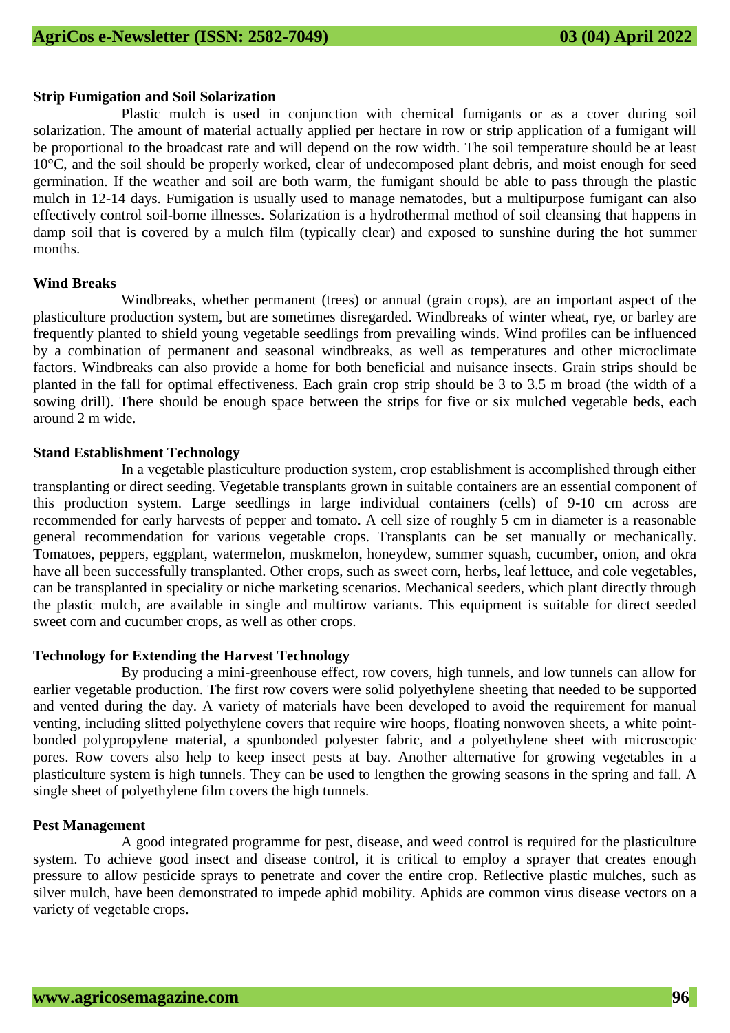## Strip Fumigation and Soil Solarization

Plastic mulch is used in conjunction with chemical fumigants or as a cover during soil solarization. The amount of material actually applied per hectare in row or strip application of a fumigant will be proportional to the broadcast rate and will depend on the row width. The soil temperature should be at least 10°C, and the soil should be properly worked, clear of undecomposed plant debris, and moist enough for seed germination. If the weather and soil are both warm, the fumigant should be able to pass through the plastic mulch in 12-14 days. Fumigation is usually used to manage nematodes, but a multipurpose fumigant can also effectively control soil-borne illnesses. Solarization is a hydrothermal method of soil cleansing that happens in damp soil that is covered by a mulch film (typically clear) and exposed to sunshine during the hot summer months.

## Wind Breaks

Windbreaks, whether permanent (trees) or annual (grain crops), are an important aspect of the plasticulture production system, but are sometimes disregarded. Windbreaks of winter wheat, rye, or barley are frequently planted to shield young vegetable seedlings from prevailing winds. Wind profiles can be influenced by a combination of permanent and seasonal windbreaks, as well as temperatures and other microclimate factors. Windbreaks can also provide a home for both beneficial and nuisance insects. Grain strips should be planted in the fall for optimal effectiveness. Each grain crop strip should be 3 to 3.5 m broad (the width of a sowing drill). There should be enough space between the strips for five or six mulched vegetable beds, each around 2 m wide.

## Stand Establishment Technology

In a vegetable plasticulture production system, crop establishment is accomplished through either transplanting or direct seeding. Vegetable transplants grown in suitable containers are an essential component of this production system. Large seedlings in large individual containers (cells) of 9-10 cm across are recommended for early harvests of pepper and tomato. A cell size of roughly 5 cm in diameter is a reasonable general recommendation for various vegetable crops. Transplants can be set manually or mechanically. Tomatoes, peppers, eggplant, watermelon, muskmelon, honeydew, summer squash, cucumber, onion, and okra have all been successfully transplanted. Other crops, such as sweet corn, herbs, leaf lettuce, and cole vegetables, can be transplanted in speciality or niche marketing scenarios. Mechanical seeders, which plant directly through the plastic mulch, are available in single and multirow variants. This equipment is suitable for direct seeded sweet corn and cucumber crops, as well as other crops.

## Technology for Extending the Harvest Technology

By producing a mini-greenhouse effect, row covers, high tunnels, and low tunnels can allow for earlier vegetable production. The first row covers were solid polyethylene sheeting that needed to be supported and vented during the day. A variety of materials have been developed to avoid the requirement for manual venting, including slitted polyethylene covers that require wire hoops, floating nonwoven sheets, a white point-bonded polypropylene material, a spunbonded polyester fabric, and a polyethylene sheet with microscopic pores. Row covers also help to keep insect pests at bay. Another alternative for growing vegetables in a plasticulture system is high tunnels. They can be used to lengthen the growing seasons in the spring and fall. A single sheet of polyethylene film covers the high tunnels.

## Pest Management

A good integrated programme for pest, disease, and weed control is required for the plasticulture system. To achieve good insect and disease control, it is critical to employ a sprayer that creates enough pressure to allow pesticide sprays to penetrate and cover the entire crop. Reflective plastic mulches, such as silver mulch, have been demonstrated to impede aphid mobility. Aphids are common virus disease vectors on a variety of vegetable crops.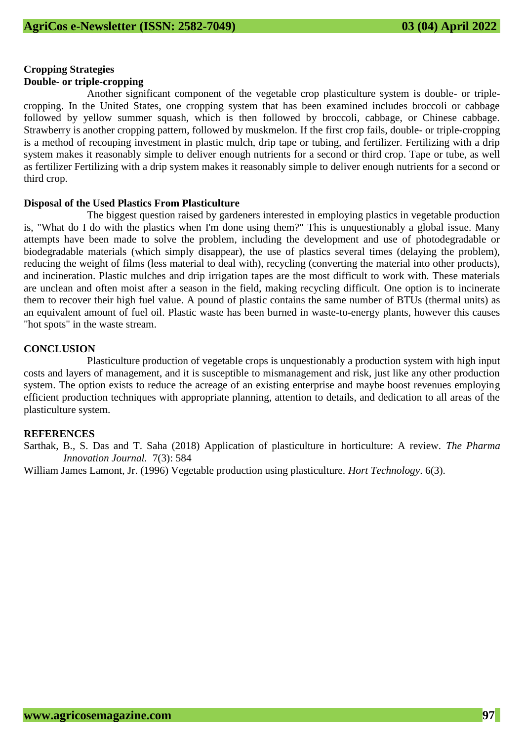**Cropping Strategies**

**Double- or triple-cropping**

Another significant component of the vegetable crop plasticulture system is double- or triple-cropping. In the United States, one cropping system that has been examined includes broccoli or cabbage followed by yellow summer squash, which is then followed by broccoli, cabbage, or Chinese cabbage. Strawberry is another cropping pattern, followed by muskmelon. If the first crop fails, double- or triple-cropping is a method of recouping investment in plastic mulch, drip tape or tubing, and fertilizer. Fertilizing with a drip system makes it reasonably simple to deliver enough nutrients for a second or third crop. Tape or tube, as well as fertilizer Fertilizing with a drip system makes it reasonably simple to deliver enough nutrients for a second or third crop.

**Disposal of the Used Plastics From Plasticulture**

The biggest question raised by gardeners interested in employing plastics in vegetable production is, "What do I do with the plastics when I'm done using them?" This is unquestionably a global issue. Many attempts have been made to solve the problem, including the development and use of photodegradable or biodegradable materials (which simply disappear), the use of plastics several times (delaying the problem), reducing the weight of films (less material to deal with), recycling (converting the material into other products), and incineration. Plastic mulches and drip irrigation tapes are the most difficult to work with. These materials are unclean and often moist after a season in the field, making recycling difficult. One option is to incinerate them to recover their high fuel value. A pound of plastic contains the same number of BTUs (thermal units) as an equivalent amount of fuel oil. Plastic waste has been burned in waste-to-energy plants, however this causes "hot spots" in the waste stream.

## CONCLUSION

Plasticulture production of vegetable crops is unquestionably a production system with high input costs and layers of management, and it is susceptible to mismanagement and risk, just like any other production system. The option exists to reduce the acreage of an existing enterprise and maybe boost revenues employing efficient production techniques with appropriate planning, attention to details, and dedication to all areas of the plasticulture system.

## REFERENCES

Sarthak, B., S. Das and T. Saha (2018) Application of plasticulture in horticulture: A review. *The Pharma Innovation Journal.* 7(3): 584

William James Lamont, Jr. (1996) Vegetable production using plasticulture. *Hort Technology*. 6(3).